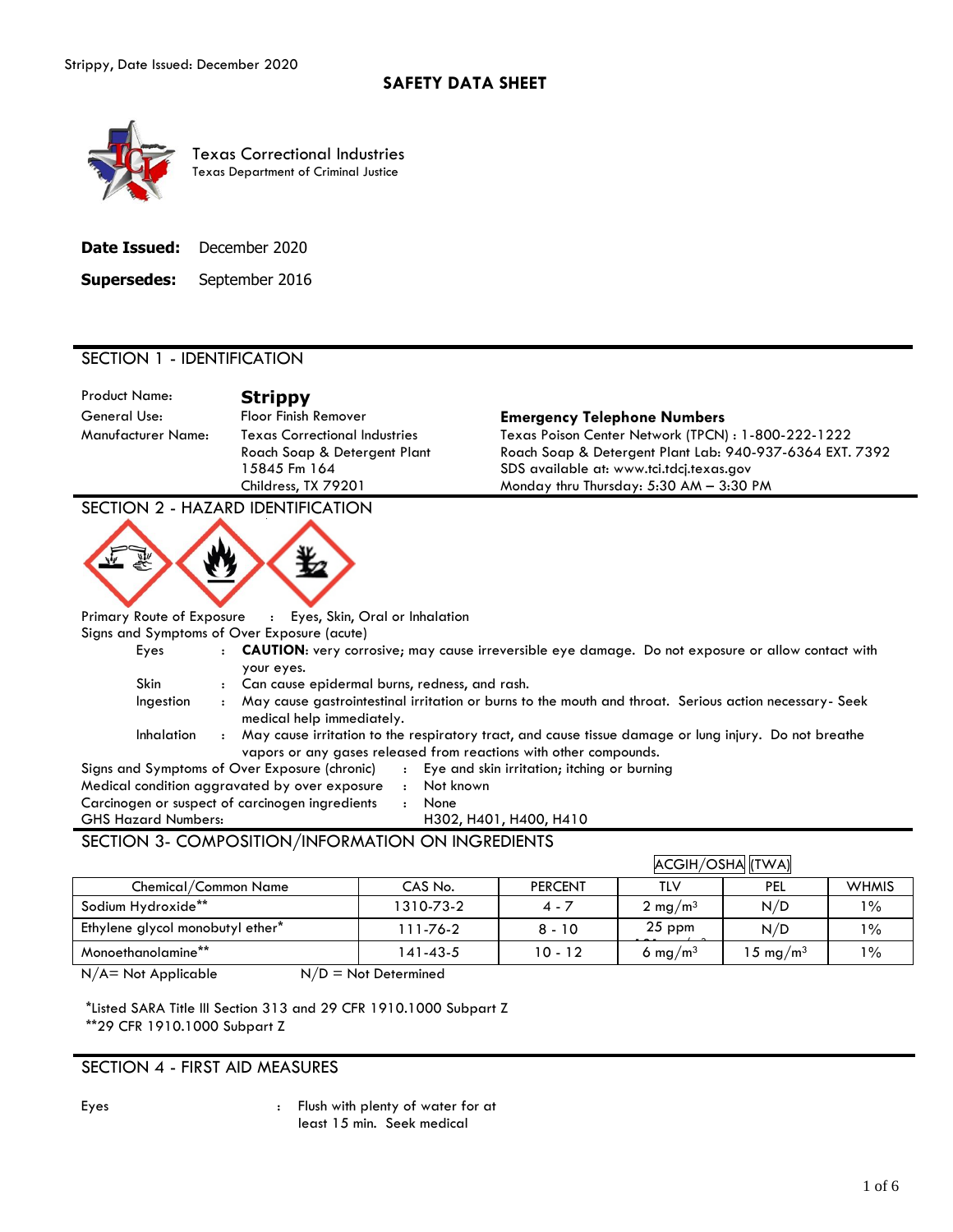Strippy, Date Issued: December 2020

# SAFETY DATA SHEET

Texas Correctional Industries
Texas Department of Criminal Justice

**Date Issued:** December 2020

**Supersedes:** September 2016

## SECTION 1 - IDENTIFICATION

Product Name: **Strippy**

General Use: Floor Finish Remover

Manufacturer Name: Texas Correctional Industries
Roach Soap & Detergent Plant
15845 Fm 164
Childress, TX 79201

**Emergency Telephone Numbers**
Texas Poison Center Network (TPCN) : 1-800-222-1222
Roach Soap & Detergent Plant Lab: 940-937-6364 EXT. 7392
SDS available at: www.tci.tdcj.texas.gov
Monday thru Thursday: 5:30 AM – 3:30 PM

## SECTION 2 - HAZARD IDENTIFICATION

Primary Route of Exposure : Eyes, Skin, Oral or Inhalation

Signs and Symptoms of Over Exposure (acute)

- Eyes : **CAUTION**: very corrosive; may cause irreversible eye damage. Do not exposure or allow contact with your eyes.
- Skin : Can cause epidermal burns, redness, and rash.
- Ingestion : May cause gastrointestinal irritation or burns to the mouth and throat. Serious action necessary- Seek medical help immediately.
- Inhalation : May cause irritation to the respiratory tract, and cause tissue damage or lung injury. Do not breathe vapors or any gases released from reactions with other compounds.

Signs and Symptoms of Over Exposure (chronic) : Eye and skin irritation; itching or burning

Medical condition aggravated by over exposure : Not known

Carcinogen or suspect of carcinogen ingredients : None

GHS Hazard Numbers: H302, H401, H400, H410

## SECTION 3- COMPOSITION/INFORMATION ON INGREDIENTS

| | | | ACGIH/OSHA (TWA) | | |
|---|---|---|---|---|---|
| Chemical/Common Name | CAS No. | PERCENT | TLV | PEL | WHMIS |
| Sodium Hydroxide** | 1310-73-2 | 4 - 7 | 2 mg/m$^3$ | N/D | 1% |
| Ethylene glycol monobutyl ether* | 111-76-2 | 8 - 10 | 25 ppm | N/D | 1% |
| Monoethanolamine** | 141-43-5 | 10 - 12 | 6 mg/m$^3$ | 15 mg/m$^3$ | 1% |

N/A= Not Applicable N/D = Not Determined

*Listed SARA Title III Section 313 and 29 CFR 1910.1000 Subpart Z
**29 CFR 1910.1000 Subpart Z

## SECTION 4 - FIRST AID MEASURES

Eyes : Flush with plenty of water for at least 15 min. Seek medical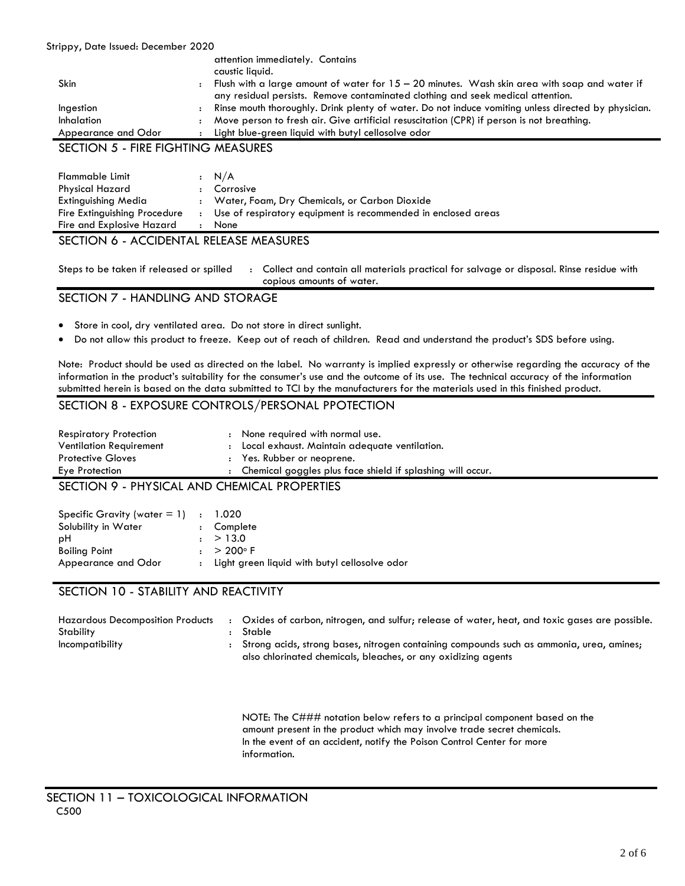| | | |
|---|---|---|
| | | attention immediately. Contains caustic liquid. |
| Skin | : | Flush with a large amount of water for 15 – 20 minutes. Wash skin area with soap and water if any residual persists. Remove contaminated clothing and seek medical attention. |
| Ingestion | : | Rinse mouth thoroughly. Drink plenty of water. Do not induce vomiting unless directed by physician. |
| Inhalation | : | Move person to fresh air. Give artificial resuscitation (CPR) if person is not breathing. |
| Appearance and Odor | : | Light blue-green liquid with butyl cellosolve odor |

## SECTION 5 - FIRE FIGHTING MEASURES

| | | |
|---|---|---|
| Flammable Limit | : | N/A |
| Physical Hazard | : | Corrosive |
| Extinguishing Media | : | Water, Foam, Dry Chemicals, or Carbon Dioxide |
| Fire Extinguishing Procedure | : | Use of respiratory equipment is recommended in enclosed areas |
| Fire and Explosive Hazard | : | None |

## SECTION 6 - ACCIDENTAL RELEASE MEASURES

| | | |
|---|---|---|
| Steps to be taken if released or spilled | : | Collect and contain all materials practical for salvage or disposal. Rinse residue with copious amounts of water. |

## SECTION 7 - HANDLING AND STORAGE

- Store in cool, dry ventilated area. Do not store in direct sunlight.
- Do not allow this product to freeze. Keep out of reach of children. Read and understand the product's SDS before using.

Note: Product should be used as directed on the label. No warranty is implied expressly or otherwise regarding the accuracy of the information in the product's suitability for the consumer's use and the outcome of its use. The technical accuracy of the information submitted herein is based on the data submitted to TCI by the manufacturers for the materials used in this finished product.

## SECTION 8 - EXPOSURE CONTROLS/PERSONAL PPOTECTION

| | | |
|---|---|---|
| Respiratory Protection | : | None required with normal use. |
| Ventilation Requirement | : | Local exhaust. Maintain adequate ventilation. |
| Protective Gloves | : | Yes. Rubber or neoprene. |
| Eye Protection | : | Chemical goggles plus face shield if splashing will occur. |

## SECTION 9 - PHYSICAL AND CHEMICAL PROPERTIES

| | | |
|---|---|---|
| Specific Gravity (water = 1) | : | 1.020 |
| Solubility in Water | : | Complete |
| pH | : | > 13.0 |
| Boiling Point | : | > 200° F |
| Appearance and Odor | : | Light green liquid with butyl cellosolve odor |

## SECTION 10 - STABILITY AND REACTIVITY

| | | |
|---|---|---|
| Hazardous Decomposition Products | : | Oxides of carbon, nitrogen, and sulfur; release of water, heat, and toxic gases are possible. |
| Stability | : | Stable |
| Incompatibility | : | Strong acids, strong bases, nitrogen containing compounds such as ammonia, urea, amines; also chlorinated chemicals, bleaches, or any oxidizing agents |

NOTE: The C### notation below refers to a principal component based on the amount present in the product which may involve trade secret chemicals. In the event of an accident, notify the Poison Control Center for more information.

## SECTION 11 – TOXICOLOGICAL INFORMATION

C500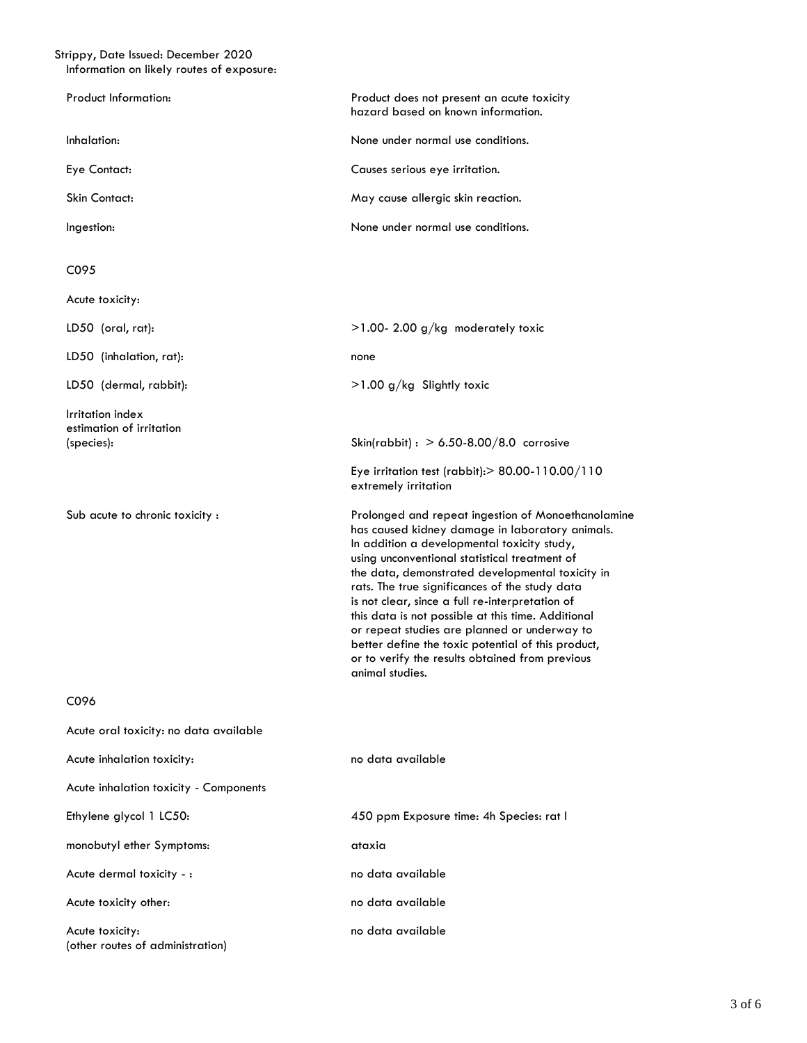Strippy, Date Issued: December 2020

Information on likely routes of exposure:

| | |
|---|---|
| Product Information: | Product does not present an acute toxicity hazard based on known information. |
| Inhalation: | None under normal use conditions. |
| Eye Contact: | Causes serious eye irritation. |
| Skin Contact: | May cause allergic skin reaction. |
| Ingestion: | None under normal use conditions. |

C095

Acute toxicity:

| | |
|---|---|
| LD50 (oral, rat): | >1.00- 2.00 g/kg moderately toxic |
| LD50 (inhalation, rat): | none |
| LD50 (dermal, rabbit): | >1.00 g/kg Slightly toxic |
| Irritation index estimation of irritation (species): | Skin(rabbit) : > 6.50-8.00/8.0 corrosive |
| | Eye irritation test (rabbit):> 80.00-110.00/110 extremely irritation |
| Sub acute to chronic toxicity : | Prolonged and repeat ingestion of Monoethanolamine has caused kidney damage in laboratory animals. In addition a developmental toxicity study, using unconventional statistical treatment of the data, demonstrated developmental toxicity in rats. The true significances of the study data is not clear, since a full re-interpretation of this data is not possible at this time. Additional or repeat studies are planned or underway to better define the toxic potential of this product, or to verify the results obtained from previous animal studies. |

C096

Acute oral toxicity: no data available

| | |
|---|---|
| Acute inhalation toxicity: | no data available |
| Acute inhalation toxicity - Components | |
| Ethylene glycol 1 LC50: | 450 ppm Exposure time: 4h Species: rat l |
| monobutyl ether Symptoms: | ataxia |
| Acute dermal toxicity - : | no data available |
| Acute toxicity other: | no data available |
| Acute toxicity: (other routes of administration) | no data available |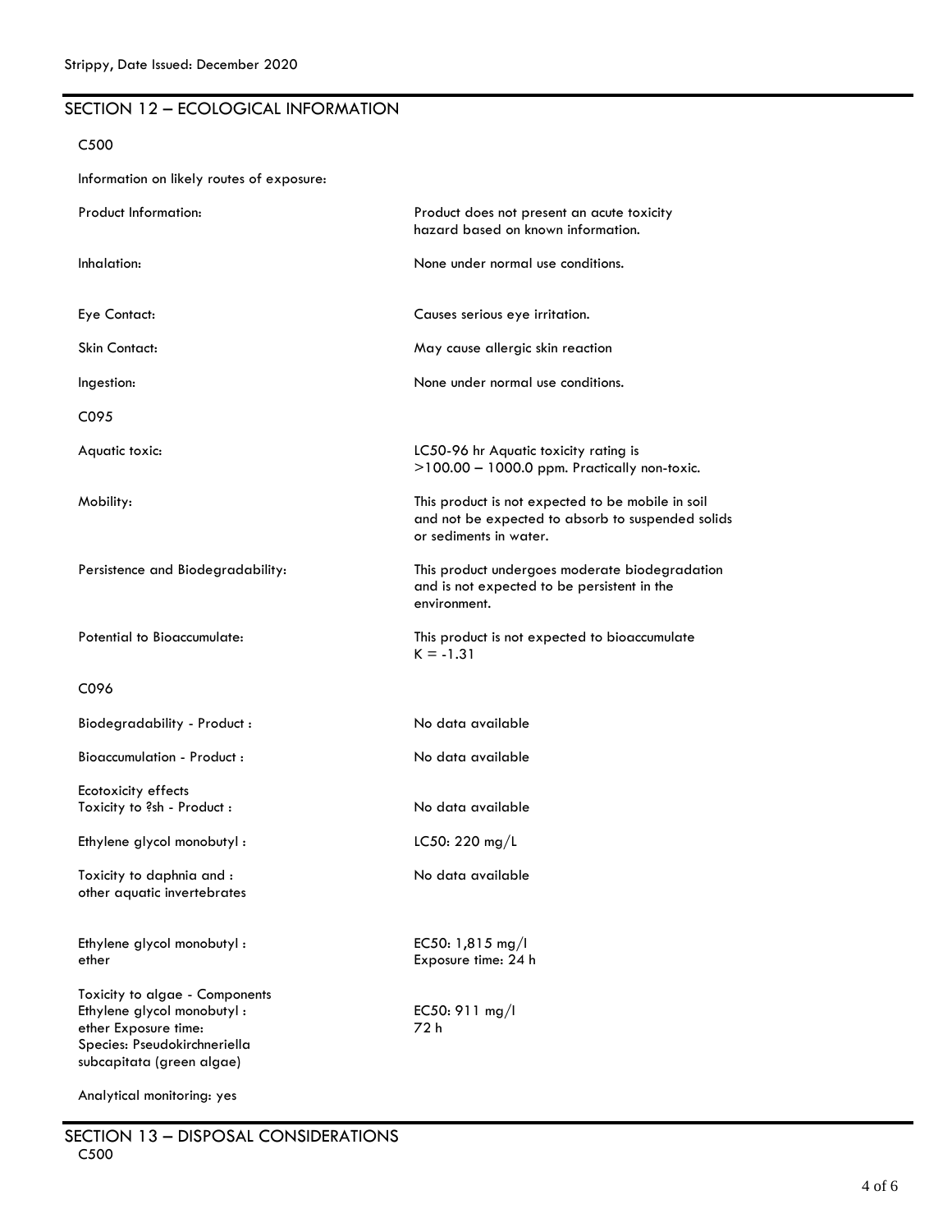## SECTION 12 – ECOLOGICAL INFORMATION

C500

Information on likely routes of exposure:

| | |
|---|---|
| Product Information: | Product does not present an acute toxicity hazard based on known information. |
| Inhalation: | None under normal use conditions. |
| Eye Contact: | Causes serious eye irritation. |
| Skin Contact: | May cause allergic skin reaction |
| Ingestion: | None under normal use conditions. |

C095

| | |
|---|---|
| Aquatic toxic: | LC50-96 hr Aquatic toxicity rating is >100.00 – 1000.0 ppm. Practically non-toxic. |
| Mobility: | This product is not expected to be mobile in soil and not be expected to absorb to suspended solids or sediments in water. |
| Persistence and Biodegradability: | This product undergoes moderate biodegradation and is not expected to be persistent in the environment. |
| Potential to Bioaccumulate: | This product is not expected to bioaccumulate K = -1.31 |

C096

| | |
|---|---|
| Biodegradability - Product : | No data available |
| Bioaccumulation - Product : | No data available |
| Ecotoxicity effects<br>Toxicity to ?sh - Product : | No data available |
| Ethylene glycol monobutyl : | LC50: 220 mg/L |
| Toxicity to daphnia and : other aquatic invertebrates | No data available |
| Ethylene glycol monobutyl : ether | EC50: 1,815 mg/l<br>Exposure time: 24 h |
| Toxicity to algae - Components<br>Ethylene glycol monobutyl : ether Exposure time:<br>Species: Pseudokirchneriella subcapitata (green algae) | EC50: 911 mg/l<br>72 h |

Analytical monitoring: yes

## SECTION 13 – DISPOSAL CONSIDERATIONS

C500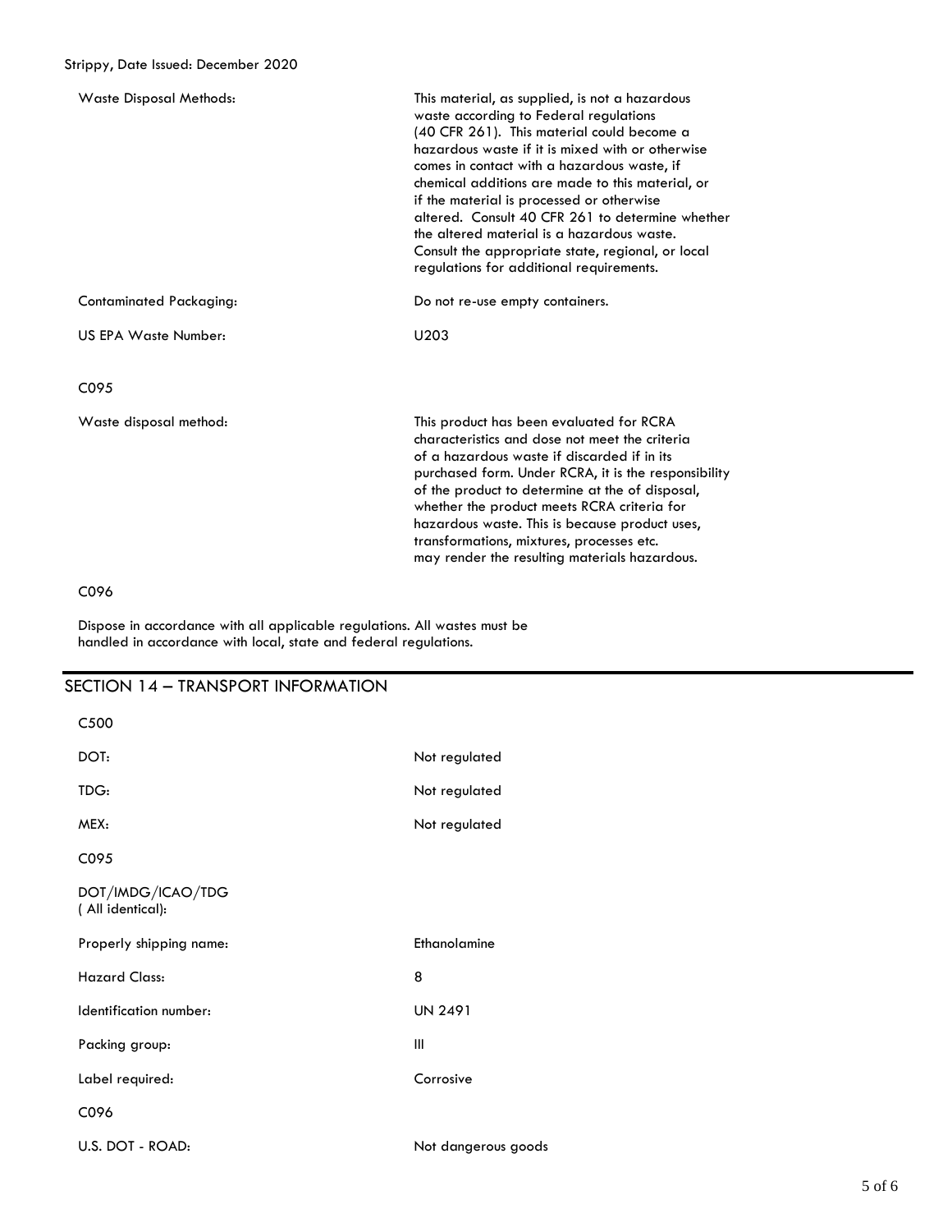| | |
|---|---|
| Waste Disposal Methods: | This material, as supplied, is not a hazardous waste according to Federal regulations (40 CFR 261). This material could become a hazardous waste if it is mixed with or otherwise comes in contact with a hazardous waste, if chemical additions are made to this material, or if the material is processed or otherwise altered. Consult 40 CFR 261 to determine whether the altered material is a hazardous waste. Consult the appropriate state, regional, or local regulations for additional requirements. |
| Contaminated Packaging: | Do not re-use empty containers. |
| US EPA Waste Number: | U203 |

C095

| | |
|---|---|
| Waste disposal method: | This product has been evaluated for RCRA characteristics and dose not meet the criteria of a hazardous waste if discarded if in its purchased form. Under RCRA, it is the responsibility of the product to determine at the of disposal, whether the product meets RCRA criteria for hazardous waste. This is because product uses, transformations, mixtures, processes etc. may render the resulting materials hazardous. |

C096

Dispose in accordance with all applicable regulations. All wastes must be handled in accordance with local, state and federal regulations.

## SECTION 14 – TRANSPORT INFORMATION

C500

| | |
|---|---|
| DOT: | Not regulated |
| TDG: | Not regulated |
| MEX: | Not regulated |

C095

| | |
|---|---|
| DOT/IMDG/ICAO/TDG ( All identical): | |
| Properly shipping name: | Ethanolamine |
| Hazard Class: | 8 |
| Identification number: | UN 2491 |
| Packing group: | III |
| Label required: | Corrosive |

C096

| | |
|---|---|
| U.S. DOT - ROAD: | Not dangerous goods |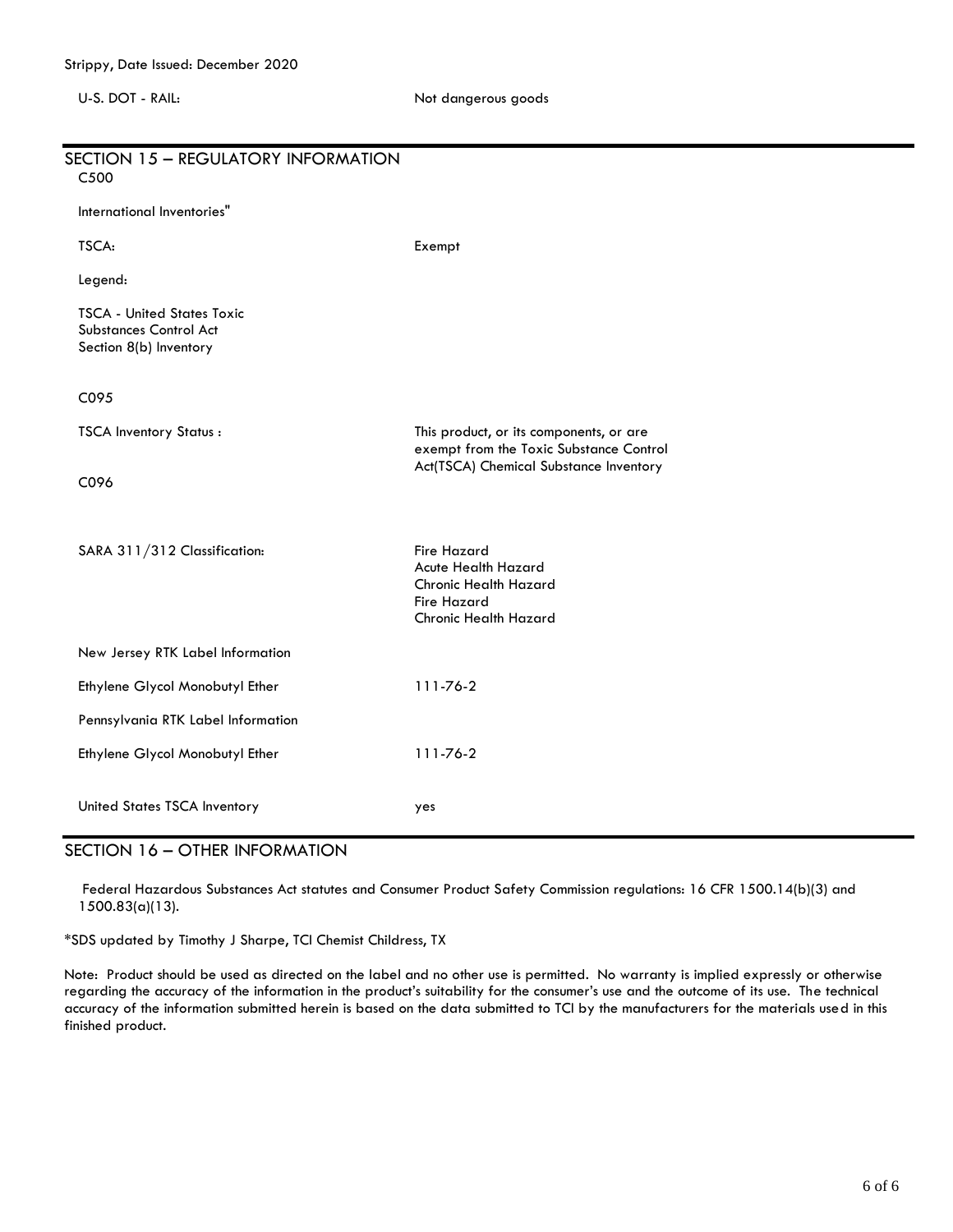U-S. DOT - RAIL: Not dangerous goods

## SECTION 15 – REGULATORY INFORMATION

C500

International Inventories"

TSCA: Exempt

Legend:

TSCA - United States Toxic Substances Control Act Section 8(b) Inventory

C095

TSCA Inventory Status : This product, or its components, or are exempt from the Toxic Substance Control Act(TSCA) Chemical Substance Inventory

C096

SARA 311/312 Classification:
Fire Hazard
Acute Health Hazard
Chronic Health Hazard
Fire Hazard
Chronic Health Hazard

New Jersey RTK Label Information

Ethylene Glycol Monobutyl Ether 111-76-2

Pennsylvania RTK Label Information

Ethylene Glycol Monobutyl Ether 111-76-2

United States TSCA Inventory yes

## SECTION 16 – OTHER INFORMATION

Federal Hazardous Substances Act statutes and Consumer Product Safety Commission regulations: 16 CFR 1500.14(b)(3) and 1500.83(a)(13).

*SDS updated by Timothy J Sharpe, TCI Chemist Childress, TX

Note: Product should be used as directed on the label and no other use is permitted. No warranty is implied expressly or otherwise regarding the accuracy of the information in the product's suitability for the consumer's use and the outcome of its use. The technical accuracy of the information submitted herein is based on the data submitted to TCI by the manufacturers for the materials used in this finished product.